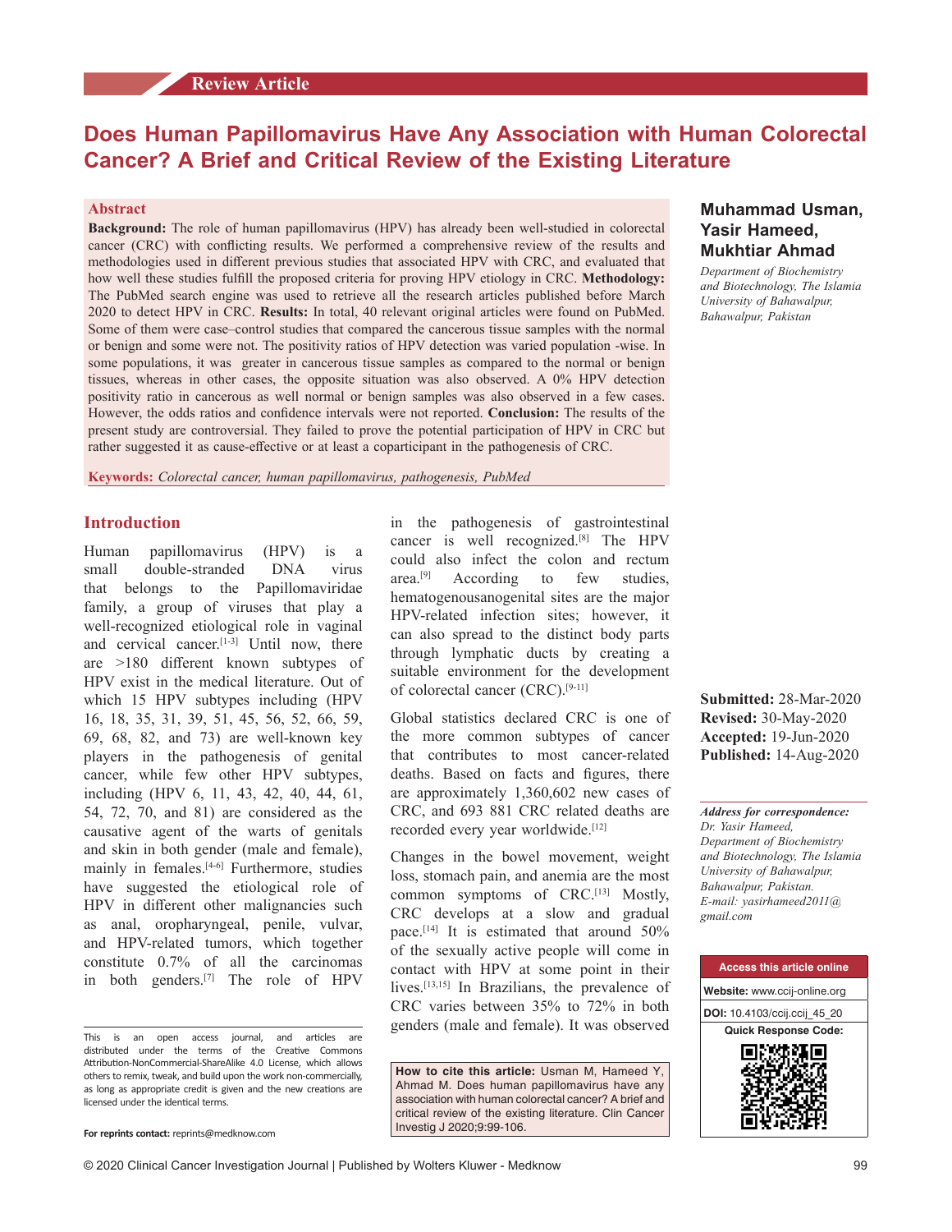Review Article

# Does Human Papillomavirus Have Any Association with Human Colorectal Cancer? A Brief and Critical Review of the Existing Literature

**Muhammad Usman, Yasir Hameed, Mukhtiar Ahmad**

*Department of Biochemistry and Biotechnology, The Islamia University of Bahawalpur, Bahawalpur, Pakistan*

## Abstract

**Background:** The role of human papillomavirus (HPV) has already been well-studied in colorectal cancer (CRC) with conflicting results. We performed a comprehensive review of the results and methodologies used in different previous studies that associated HPV with CRC, and evaluated that how well these studies fulfill the proposed criteria for proving HPV etiology in CRC. **Methodology:** The PubMed search engine was used to retrieve all the research articles published before March 2020 to detect HPV in CRC. **Results:** In total, 40 relevant original articles were found on PubMed. Some of them were case–control studies that compared the cancerous tissue samples with the normal or benign and some were not. The positivity ratios of HPV detection was varied population -wise. In some populations, it was greater in cancerous tissue samples as compared to the normal or benign tissues, whereas in other cases, the opposite situation was also observed. A 0% HPV detection positivity ratio in cancerous as well normal or benign samples was also observed in a few cases. However, the odds ratios and confidence intervals were not reported. **Conclusion:** The results of the present study are controversial. They failed to prove the potential participation of HPV in CRC but rather suggested it as cause-effective or at least a coparticipant in the pathogenesis of CRC.

**Keywords:** *Colorectal cancer, human papillomavirus, pathogenesis, PubMed*

**Submitted:** 28-Mar-2020
**Revised:** 30-May-2020
**Accepted:** 19-Jun-2020
**Published:** 14-Aug-2020

***Address for correspondence:***
*Dr. Yasir Hameed, Department of Biochemistry and Biotechnology, The Islamia University of Bahawalpur, Bahawalpur, Pakistan. E-mail: yasirhameed2011@gmail.com*

| Access this article online |
|---|
| **Website:** www.ccij-online.org |
| **DOI:** 10.4103/ccij.ccij_45_20 |
| Quick Response Code: |

## Introduction

Human papillomavirus (HPV) is a small double-stranded DNA virus that belongs to the Papillomaviridae family, a group of viruses that play a well-recognized etiological role in vaginal and cervical cancer.[1-3] Until now, there are >180 different known subtypes of HPV exist in the medical literature. Out of which 15 HPV subtypes including (HPV 16, 18, 35, 31, 39, 51, 45, 56, 52, 66, 59, 69, 68, 82, and 73) are well-known key players in the pathogenesis of genital cancer, while few other HPV subtypes, including (HPV 6, 11, 43, 42, 40, 44, 61, 54, 72, 70, and 81) are considered as the causative agent of the warts of genitals and skin in both gender (male and female), mainly in females.[4-6] Furthermore, studies have suggested the etiological role of HPV in different other malignancies such as anal, oropharyngeal, penile, vulvar, and HPV-related tumors, which together constitute 0.7% of all the carcinomas in both genders.[7] The role of HPV in the pathogenesis of gastrointestinal cancer is well recognized.[8] The HPV could also infect the colon and rectum area.[9] According to few studies, hematogenousanogenital sites are the major HPV-related infection sites; however, it can also spread to the distinct body parts through lymphatic ducts by creating a suitable environment for the development of colorectal cancer (CRC).[9-11]

Global statistics declared CRC is one of the more common subtypes of cancer that contributes to most cancer-related deaths. Based on facts and figures, there are approximately 1,360,602 new cases of CRC, and 693 881 CRC related deaths are recorded every year worldwide.[12]

Changes in the bowel movement, weight loss, stomach pain, and anemia are the most common symptoms of CRC.[13] Mostly, CRC develops at a slow and gradual pace.[14] It is estimated that around 50% of the sexually active people will come in contact with HPV at some point in their lives.[13,15] In Brazilians, the prevalence of CRC varies between 35% to 72% in both genders (male and female). It was observed

This is an open access journal, and articles are distributed under the terms of the Creative Commons Attribution-NonCommercial-ShareAlike 4.0 License, which allows others to remix, tweak, and build upon the work non-commercially, as long as appropriate credit is given and the new creations are licensed under the identical terms.

**For reprints contact:** reprints@medknow.com

**How to cite this article:** Usman M, Hameed Y, Ahmad M. Does human papillomavirus have any association with human colorectal cancer? A brief and critical review of the existing literature. Clin Cancer Investig J 2020;9:99-106.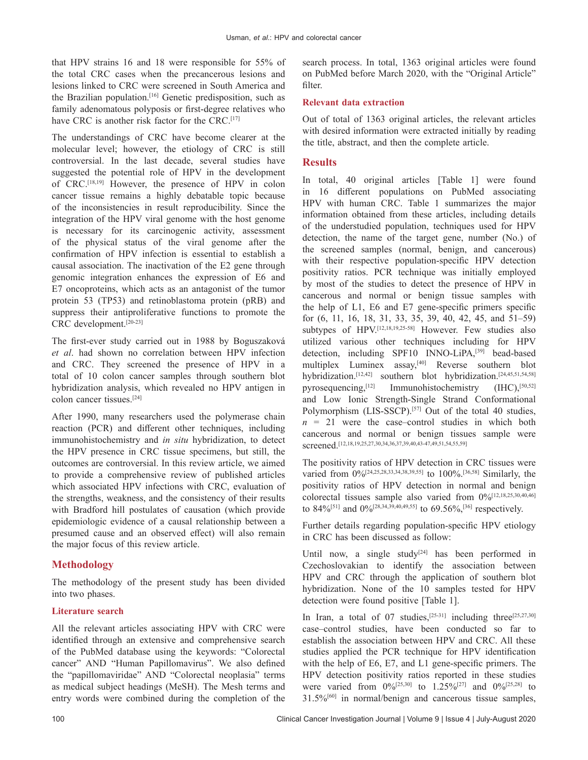that HPV strains 16 and 18 were responsible for 55% of the total CRC cases when the precancerous lesions and lesions linked to CRC were screened in South America and the Brazilian population.[16] Genetic predisposition, such as family adenomatous polyposis or first-degree relatives who have CRC is another risk factor for the CRC.[17]

The understandings of CRC have become clearer at the molecular level; however, the etiology of CRC is still controversial. In the last decade, several studies have suggested the potential role of HPV in the development of CRC.[18,19] However, the presence of HPV in colon cancer tissue remains a highly debatable topic because of the inconsistencies in result reproducibility. Since the integration of the HPV viral genome with the host genome is necessary for its carcinogenic activity, assessment of the physical status of the viral genome after the confirmation of HPV infection is essential to establish a causal association. The inactivation of the E2 gene through genomic integration enhances the expression of E6 and E7 oncoproteins, which acts as an antagonist of the tumor protein 53 (TP53) and retinoblastoma protein (pRB) and suppress their antiproliferative functions to promote the CRC development.[20-23]

The first-ever study carried out in 1988 by Boguszaková *et al*. had shown no correlation between HPV infection and CRC. They screened the presence of HPV in a total of 10 colon cancer samples through southern blot hybridization analysis, which revealed no HPV antigen in colon cancer tissues.[24]

After 1990, many researchers used the polymerase chain reaction (PCR) and different other techniques, including immunohistochemistry and *in situ* hybridization, to detect the HPV presence in CRC tissue specimens, but still, the outcomes are controversial. In this review article, we aimed to provide a comprehensive review of published articles which associated HPV infections with CRC, evaluation of the strengths, weakness, and the consistency of their results with Bradford hill postulates of causation (which provide epidemiologic evidence of a causal relationship between a presumed cause and an observed effect) will also remain the major focus of this review article.

## Methodology

The methodology of the present study has been divided into two phases.

### Literature search

All the relevant articles associating HPV with CRC were identified through an extensive and comprehensive search of the PubMed database using the keywords: "Colorectal cancer" AND "Human Papillomavirus". We also defined the "papillomaviridae" AND "Colorectal neoplasia" terms as medical subject headings (MeSH). The Mesh terms and entry words were combined during the completion of the search process. In total, 1363 original articles were found on PubMed before March 2020, with the "Original Article" filter.

### Relevant data extraction

Out of total of 1363 original articles, the relevant articles with desired information were extracted initially by reading the title, abstract, and then the complete article.

## Results

In total, 40 original articles [Table 1] were found in 16 different populations on PubMed associating HPV with human CRC. Table 1 summarizes the major information obtained from these articles, including details of the understudied population, techniques used for HPV detection, the name of the target gene, number (No.) of the screened samples (normal, benign, and cancerous) with their respective population-specific HPV detection positivity ratios. PCR technique was initially employed by most of the studies to detect the presence of HPV in cancerous and normal or benign tissue samples with the help of L1, E6 and E7 gene-specific primers specific for (6, 11, 16, 18, 31, 33, 35, 39, 40, 42, 45, and 51–59) subtypes of HPV.[12,18,19,25-58] However. Few studies also utilized various other techniques including for HPV detection, including SPF10 INNO-LiPA,[39] bead-based multiplex Luminex assay,[40] Reverse southern blot hybridization.[12,42] southern blot hybridization.[24,45,51,54,58] pyrosequencing,[12] Immunohistochemistry (IHC),[50,52] and Low Ionic Strength-Single Strand Conformational Polymorphism (LIS-SSCP).[57] Out of the total 40 studies, $n = 21$ were the case–control studies in which both cancerous and normal or benign tissues sample were screened.[12,18,19,25,27,30,34,36,37,39,40,43-47,49,51,54,55,59]

The positivity ratios of HPV detection in CRC tissues were varied from 0%[24,25,28,33,34,38,39,55] to 100%.[36,58] Similarly, the positivity ratios of HPV detection in normal and benign colorectal tissues sample also varied from 0%[12,18,25,30,40,46] to 84%[51] and 0%[28,34,39,40,49,55] to 69.56%,[36] respectively.

Further details regarding population-specific HPV etiology in CRC has been discussed as follow:

Until now, a single study[24] has been performed in Czechoslovakian to identify the association between HPV and CRC through the application of southern blot hybridization. None of the 10 samples tested for HPV detection were found positive [Table 1].

In Iran, a total of 07 studies,[25-31] including three[25,27,30] case–control studies, have been conducted so far to establish the association between HPV and CRC. All these studies applied the PCR technique for HPV identification with the help of E6, E7, and L1 gene-specific primers. The HPV detection positivity ratios reported in these studies were varied from 0%[25,30] to 1.25%[27] and 0%[25,28] to 31.5%[60] in normal/benign and cancerous tissue samples,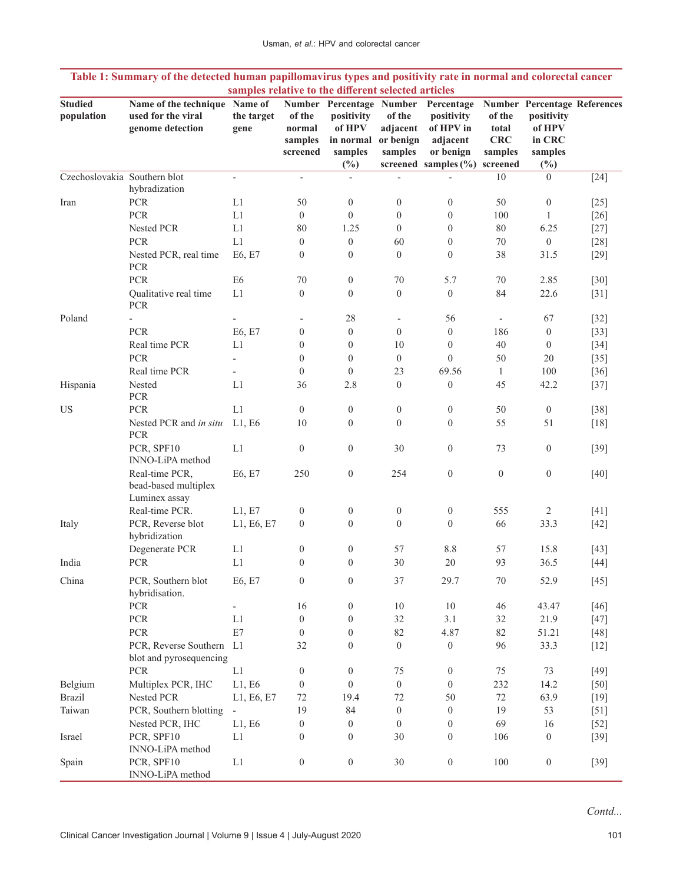**Table 1: Summary of the detected human papillomavirus types and positivity rate in normal and colorectal cancer samples relative to the different selected articles**

| Studied population | Name of the technique used for the viral genome detection | Name of the target gene | Number of the normal samples screened | Percentage positivity of HPV in normal samples (%) | Number of the adjacent or benign samples screened | Percentage positivity of HPV in adjacent or benign samples (%) | Number of the total CRC samples screened | Percentage positivity of HPV in CRC samples (%) | References |
|---|---|---|---|---|---|---|---|---|---|
| Czechoslovakia | Southern blot hybradization | - | - | - | - | - | 10 | 0 | [24] |
| Iran | PCR | L1 | 50 | 0 | 0 | 0 | 50 | 0 | [25] |
| | PCR | L1 | 0 | 0 | 0 | 0 | 100 | 1 | [26] |
| | Nested PCR | L1 | 80 | 1.25 | 0 | 0 | 80 | 6.25 | [27] |
| | PCR | L1 | 0 | 0 | 60 | 0 | 70 | 0 | [28] |
| | Nested PCR, real time PCR | E6, E7 | 0 | 0 | 0 | 0 | 38 | 31.5 | [29] |
| | PCR | E6 | 70 | 0 | 70 | 5.7 | 70 | 2.85 | [30] |
| | Qualitative real time PCR | L1 | 0 | 0 | 0 | 0 | 84 | 22.6 | [31] |
| Poland | - | - | - | 28 | - | 56 | - | 67 | [32] |
| | PCR | E6, E7 | 0 | 0 | 0 | 0 | 186 | 0 | [33] |
| | Real time PCR | L1 | 0 | 0 | 10 | 0 | 40 | 0 | [34] |
| | PCR | - | 0 | 0 | 0 | 0 | 50 | 20 | [35] |
| | Real time PCR | - | 0 | 0 | 23 | 69.56 | 1 | 100 | [36] |
| Hispania | Nested PCR | L1 | 36 | 2.8 | 0 | 0 | 45 | 42.2 | [37] |
| US | PCR | L1 | 0 | 0 | 0 | 0 | 50 | 0 | [38] |
| | Nested PCR and *in situ* PCR | L1, E6 | 10 | 0 | 0 | 0 | 55 | 51 | [18] |
| | PCR, SPF10 INNO-LiPA method | L1 | 0 | 0 | 30 | 0 | 73 | 0 | [39] |
| | Real-time PCR, bead-based multiplex Luminex assay | E6, E7 | 250 | 0 | 254 | 0 | 0 | 0 | [40] |
| | Real-time PCR. | L1, E7 | 0 | 0 | 0 | 0 | 555 | 2 | [41] |
| Italy | PCR, Reverse blot hybridization | L1, E6, E7 | 0 | 0 | 0 | 0 | 66 | 33.3 | [42] |
| | Degenerate PCR | L1 | 0 | 0 | 57 | 8.8 | 57 | 15.8 | [43] |
| India | PCR | L1 | 0 | 0 | 30 | 20 | 93 | 36.5 | [44] |
| China | PCR, Southern blot hybridisation. | E6, E7 | 0 | 0 | 37 | 29.7 | 70 | 52.9 | [45] |
| | PCR | - | 16 | 0 | 10 | 10 | 46 | 43.47 | [46] |
| | PCR | L1 | 0 | 0 | 32 | 3.1 | 32 | 21.9 | [47] |
| | PCR | E7 | 0 | 0 | 82 | 4.87 | 82 | 51.21 | [48] |
| | PCR, Reverse Southern blot and pyrosequencing | L1 | 32 | 0 | 0 | 0 | 96 | 33.3 | [12] |
| | PCR | L1 | 0 | 0 | 75 | 0 | 75 | 73 | [49] |
| Belgium | Multiplex PCR, IHC | L1, E6 | 0 | 0 | 0 | 0 | 232 | 14.2 | [50] |
| Brazil | Nested PCR | L1, E6, E7 | 72 | 19.4 | 72 | 50 | 72 | 63.9 | [19] |
| Taiwan | PCR, Southern blotting | - | 19 | 84 | 0 | 0 | 19 | 53 | [51] |
| | Nested PCR, IHC | L1, E6 | 0 | 0 | 0 | 0 | 69 | 16 | [52] |
| Israel | PCR, SPF10 INNO-LiPA method | L1 | 0 | 0 | 30 | 0 | 106 | 0 | [39] |
| Spain | PCR, SPF10 INNO-LiPA method | L1 | 0 | 0 | 30 | 0 | 100 | 0 | [39] |

*Contd...*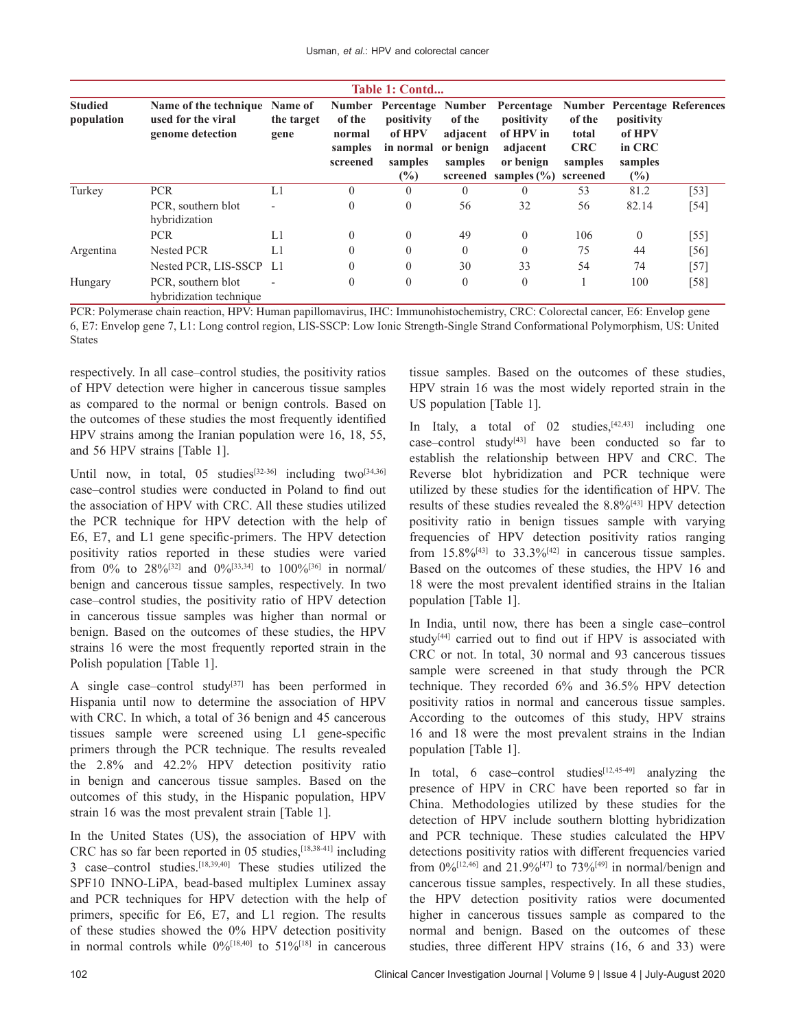**Table 1: Contd...**

| Studied population | Name of the technique used for the viral genome detection | Name of the target gene | Number of the normal samples screened | Percentage positivity of HPV in normal samples (%) | Number of the adjacent or benign samples screened | Percentage positivity of HPV in adjacent or benign samples (%) | Number of the total CRC samples screened | Percentage positivity of HPV in CRC samples (%) | References |
|---|---|---|---|---|---|---|---|---|---|
| Turkey | PCR | L1 | 0 | 0 | 0 | 0 | 53 | 81.2 | [53] |
| | PCR, southern blot hybridization | - | 0 | 0 | 56 | 32 | 56 | 82.14 | [54] |
| | PCR | L1 | 0 | 0 | 49 | 0 | 106 | 0 | [55] |
| Argentina | Nested PCR | L1 | 0 | 0 | 0 | 0 | 75 | 44 | [56] |
| | Nested PCR, LIS-SSCP | L1 | 0 | 0 | 30 | 33 | 54 | 74 | [57] |
| Hungary | PCR, southern blot hybridization technique | - | 0 | 0 | 0 | 0 | 1 | 100 | [58] |

PCR: Polymerase chain reaction, HPV: Human papillomavirus, IHC: Immunohistochemistry, CRC: Colorectal cancer, E6: Envelop gene 6, E7: Envelop gene 7, L1: Long control region, LIS-SSCP: Low Ionic Strength-Single Strand Conformational Polymorphism, US: United States

respectively. In all case–control studies, the positivity ratios of HPV detection were higher in cancerous tissue samples as compared to the normal or benign controls. Based on the outcomes of these studies the most frequently identified HPV strains among the Iranian population were 16, 18, 55, and 56 HPV strains [Table 1].

Until now, in total, 05 studies[32-36] including two[34,36] case–control studies were conducted in Poland to find out the association of HPV with CRC. All these studies utilized the PCR technique for HPV detection with the help of E6, E7, and L1 gene specific-primers. The HPV detection positivity ratios reported in these studies were varied from 0% to 28%[32] and 0%[33,34] to 100%[36] in normal/benign and cancerous tissue samples, respectively. In two case–control studies, the positivity ratio of HPV detection in cancerous tissue samples was higher than normal or benign. Based on the outcomes of these studies, the HPV strains 16 were the most frequently reported strain in the Polish population [Table 1].

A single case–control study[37] has been performed in Hispania until now to determine the association of HPV with CRC. In which, a total of 36 benign and 45 cancerous tissues sample were screened using L1 gene-specific primers through the PCR technique. The results revealed the 2.8% and 42.2% HPV detection positivity ratio in benign and cancerous tissue samples. Based on the outcomes of this study, in the Hispanic population, HPV strain 16 was the most prevalent strain [Table 1].

In the United States (US), the association of HPV with CRC has so far been reported in 05 studies,[18,38-41] including 3 case–control studies.[18,39,40] These studies utilized the SPF10 INNO-LiPA, bead-based multiplex Luminex assay and PCR techniques for HPV detection with the help of primers, specific for E6, E7, and L1 region. The results of these studies showed the 0% HPV detection positivity in normal controls while 0%[18,40] to 51%[18] in cancerous tissue samples. Based on the outcomes of these studies, HPV strain 16 was the most widely reported strain in the US population [Table 1].

In Italy, a total of 02 studies,[42,43] including one case–control study[43] have been conducted so far to establish the relationship between HPV and CRC. The Reverse blot hybridization and PCR technique were utilized by these studies for the identification of HPV. The results of these studies revealed the 8.8%[43] HPV detection positivity ratio in benign tissues sample with varying frequencies of HPV detection positivity ratios ranging from 15.8%[43] to 33.3%[42] in cancerous tissue samples. Based on the outcomes of these studies, the HPV 16 and 18 were the most prevalent identified strains in the Italian population [Table 1].

In India, until now, there has been a single case–control study[44] carried out to find out if HPV is associated with CRC or not. In total, 30 normal and 93 cancerous tissues sample were screened in that study through the PCR technique. They recorded 6% and 36.5% HPV detection positivity ratios in normal and cancerous tissue samples. According to the outcomes of this study, HPV strains 16 and 18 were the most prevalent strains in the Indian population [Table 1].

In total, 6 case–control studies[12,45-49] analyzing the presence of HPV in CRC have been reported so far in China. Methodologies utilized by these studies for the detection of HPV include southern blotting hybridization and PCR technique. These studies calculated the HPV detections positivity ratios with different frequencies varied from 0%[12,46] and 21.9%[47] to 73%[49] in normal/benign and cancerous tissue samples, respectively. In all these studies, the HPV detection positivity ratios were documented higher in cancerous tissues sample as compared to the normal and benign. Based on the outcomes of these studies, three different HPV strains (16, 6 and 33) were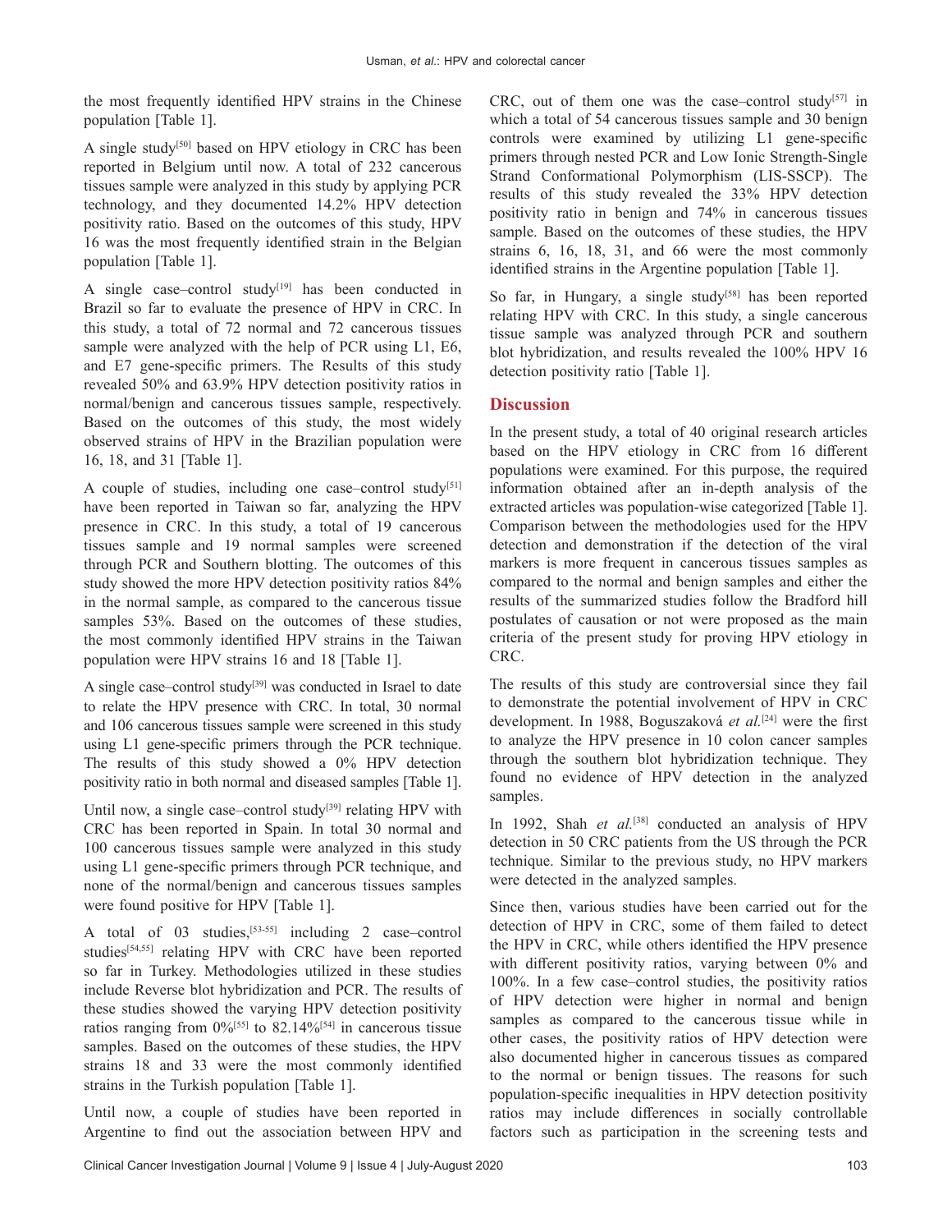the most frequently identified HPV strains in the Chinese population [Table 1].

A single study[50] based on HPV etiology in CRC has been reported in Belgium until now. A total of 232 cancerous tissues sample were analyzed in this study by applying PCR technology, and they documented 14.2% HPV detection positivity ratio. Based on the outcomes of this study, HPV 16 was the most frequently identified strain in the Belgian population [Table 1].

A single case–control study[19] has been conducted in Brazil so far to evaluate the presence of HPV in CRC. In this study, a total of 72 normal and 72 cancerous tissues sample were analyzed with the help of PCR using L1, E6, and E7 gene-specific primers. The Results of this study revealed 50% and 63.9% HPV detection positivity ratios in normal/benign and cancerous tissues sample, respectively. Based on the outcomes of this study, the most widely observed strains of HPV in the Brazilian population were 16, 18, and 31 [Table 1].

A couple of studies, including one case–control study[51] have been reported in Taiwan so far, analyzing the HPV presence in CRC. In this study, a total of 19 cancerous tissues sample and 19 normal samples were screened through PCR and Southern blotting. The outcomes of this study showed the more HPV detection positivity ratios 84% in the normal sample, as compared to the cancerous tissue samples 53%. Based on the outcomes of these studies, the most commonly identified HPV strains in the Taiwan population were HPV strains 16 and 18 [Table 1].

A single case–control study[39] was conducted in Israel to date to relate the HPV presence with CRC. In total, 30 normal and 106 cancerous tissues sample were screened in this study using L1 gene-specific primers through the PCR technique. The results of this study showed a 0% HPV detection positivity ratio in both normal and diseased samples [Table 1].

Until now, a single case–control study[39] relating HPV with CRC has been reported in Spain. In total 30 normal and 100 cancerous tissues sample were analyzed in this study using L1 gene-specific primers through PCR technique, and none of the normal/benign and cancerous tissues samples were found positive for HPV [Table 1].

A total of 03 studies,[53-55] including 2 case–control studies[54,55] relating HPV with CRC have been reported so far in Turkey. Methodologies utilized in these studies include Reverse blot hybridization and PCR. The results of these studies showed the varying HPV detection positivity ratios ranging from 0%[55] to 82.14%[54] in cancerous tissue samples. Based on the outcomes of these studies, the HPV strains 18 and 33 were the most commonly identified strains in the Turkish population [Table 1].

Until now, a couple of studies have been reported in Argentine to find out the association between HPV and CRC, out of them one was the case–control study[57] in which a total of 54 cancerous tissues sample and 30 benign controls were examined by utilizing L1 gene-specific primers through nested PCR and Low Ionic Strength-Single Strand Conformational Polymorphism (LIS-SSCP). The results of this study revealed the 33% HPV detection positivity ratio in benign and 74% in cancerous tissues sample. Based on the outcomes of these studies, the HPV strains 6, 16, 18, 31, and 66 were the most commonly identified strains in the Argentine population [Table 1].

So far, in Hungary, a single study[58] has been reported relating HPV with CRC. In this study, a single cancerous tissue sample was analyzed through PCR and southern blot hybridization, and results revealed the 100% HPV 16 detection positivity ratio [Table 1].

## Discussion

In the present study, a total of 40 original research articles based on the HPV etiology in CRC from 16 different populations were examined. For this purpose, the required information obtained after an in-depth analysis of the extracted articles was population-wise categorized [Table 1]. Comparison between the methodologies used for the HPV detection and demonstration if the detection of the viral markers is more frequent in cancerous tissues samples as compared to the normal and benign samples and either the results of the summarized studies follow the Bradford hill postulates of causation or not were proposed as the main criteria of the present study for proving HPV etiology in CRC.

The results of this study are controversial since they fail to demonstrate the potential involvement of HPV in CRC development. In 1988, Boguszaková *et al.*[24] were the first to analyze the HPV presence in 10 colon cancer samples through the southern blot hybridization technique. They found no evidence of HPV detection in the analyzed samples.

In 1992, Shah *et al.*[38] conducted an analysis of HPV detection in 50 CRC patients from the US through the PCR technique. Similar to the previous study, no HPV markers were detected in the analyzed samples.

Since then, various studies have been carried out for the detection of HPV in CRC, some of them failed to detect the HPV in CRC, while others identified the HPV presence with different positivity ratios, varying between 0% and 100%. In a few case–control studies, the positivity ratios of HPV detection were higher in normal and benign samples as compared to the cancerous tissue while in other cases, the positivity ratios of HPV detection were also documented higher in cancerous tissues as compared to the normal or benign tissues. The reasons for such population-specific inequalities in HPV detection positivity ratios may include differences in socially controllable factors such as participation in the screening tests and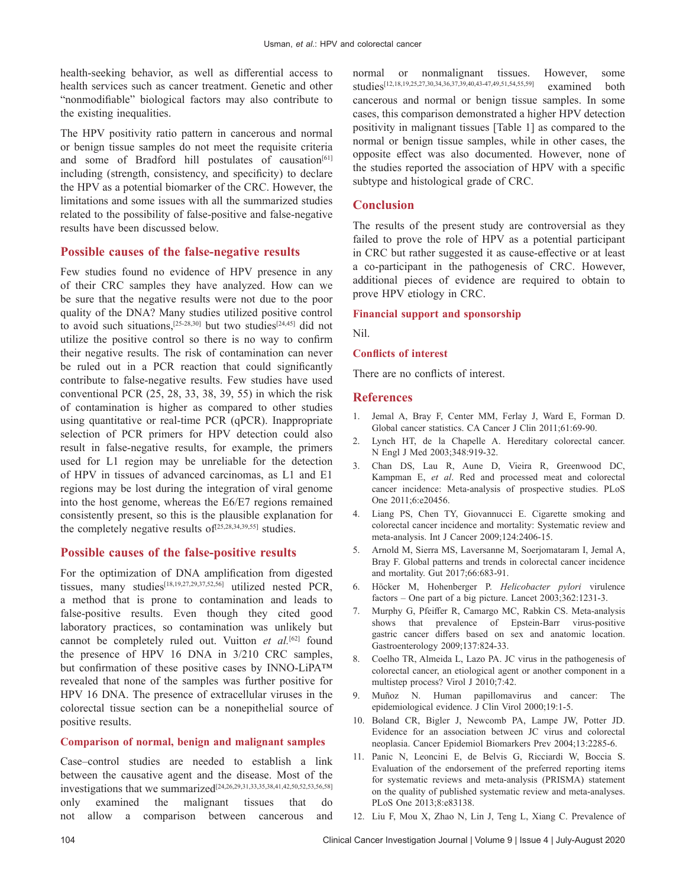health-seeking behavior, as well as differential access to health services such as cancer treatment. Genetic and other "nonmodifiable" biological factors may also contribute to the existing inequalities.

The HPV positivity ratio pattern in cancerous and normal or benign tissue samples do not meet the requisite criteria and some of Bradford hill postulates of causation[61] including (strength, consistency, and specificity) to declare the HPV as a potential biomarker of the CRC. However, the limitations and some issues with all the summarized studies related to the possibility of false-positive and false-negative results have been discussed below.

## Possible causes of the false-negative results

Few studies found no evidence of HPV presence in any of their CRC samples they have analyzed. How can we be sure that the negative results were not due to the poor quality of the DNA? Many studies utilized positive control to avoid such situations,[25-28,30] but two studies[24,45] did not utilize the positive control so there is no way to confirm their negative results. The risk of contamination can never be ruled out in a PCR reaction that could significantly contribute to false-negative results. Few studies have used conventional PCR (25, 28, 33, 38, 39, 55) in which the risk of contamination is higher as compared to other studies using quantitative or real-time PCR (qPCR). Inappropriate selection of PCR primers for HPV detection could also result in false-negative results, for example, the primers used for L1 region may be unreliable for the detection of HPV in tissues of advanced carcinomas, as L1 and E1 regions may be lost during the integration of viral genome into the host genome, whereas the E6/E7 regions remained consistently present, so this is the plausible explanation for the completely negative results of[25,28,34,39,55] studies.

## Possible causes of the false-positive results

For the optimization of DNA amplification from digested tissues, many studies[18,19,27,29,37,52,56] utilized nested PCR, a method that is prone to contamination and leads to false-positive results. Even though they cited good laboratory practices, so contamination was unlikely but cannot be completely ruled out. Vuitton *et al.*[62] found the presence of HPV 16 DNA in 3/210 CRC samples, but confirmation of these positive cases by INNO-LiPA™ revealed that none of the samples was further positive for HPV 16 DNA. The presence of extracellular viruses in the colorectal tissue section can be a nonepithelial source of positive results.

### Comparison of normal, benign and malignant samples

Case–control studies are needed to establish a link between the causative agent and the disease. Most of the investigations that we summarized[24,26,29,31,33,35,38,41,42,50,52,53,56,58] only examined the malignant tissues that do not allow a comparison between cancerous and normal or nonmalignant tissues. However, some studies[12,18,19,25,27,30,34,36,37,39,40,43-47,49,51,54,55,59] examined both cancerous and normal or benign tissue samples. In some cases, this comparison demonstrated a higher HPV detection positivity in malignant tissues [Table 1] as compared to the normal or benign tissue samples, while in other cases, the opposite effect was also documented. However, none of the studies reported the association of HPV with a specific subtype and histological grade of CRC.

## Conclusion

The results of the present study are controversial as they failed to prove the role of HPV as a potential participant in CRC but rather suggested it as cause-effective or at least a co-participant in the pathogenesis of CRC. However, additional pieces of evidence are required to obtain to prove HPV etiology in CRC.

### Financial support and sponsorship

Nil.

### Conflicts of interest

There are no conflicts of interest.

## References

1. Jemal A, Bray F, Center MM, Ferlay J, Ward E, Forman D. Global cancer statistics. CA Cancer J Clin 2011;61:69-90.
2. Lynch HT, de la Chapelle A. Hereditary colorectal cancer. N Engl J Med 2003;348:919-32.
3. Chan DS, Lau R, Aune D, Vieira R, Greenwood DC, Kampman E, *et al*. Red and processed meat and colorectal cancer incidence: Meta-analysis of prospective studies. PLoS One 2011;6:e20456.
4. Liang PS, Chen TY, Giovannucci E. Cigarette smoking and colorectal cancer incidence and mortality: Systematic review and meta-analysis. Int J Cancer 2009;124:2406-15.
5. Arnold M, Sierra MS, Laversanne M, Soerjomataram I, Jemal A, Bray F. Global patterns and trends in colorectal cancer incidence and mortality. Gut 2017;66:683-91.
6. Höcker M, Hohenberger P. *Helicobacter pylori* virulence factors – One part of a big picture. Lancet 2003;362:1231-3.
7. Murphy G, Pfeiffer R, Camargo MC, Rabkin CS. Meta-analysis shows that prevalence of Epstein-Barr virus-positive gastric cancer differs based on sex and anatomic location. Gastroenterology 2009;137:824-33.
8. Coelho TR, Almeida L, Lazo PA. JC virus in the pathogenesis of colorectal cancer, an etiological agent or another component in a multistep process? Virol J 2010;7:42.
9. Muñoz N. Human papillomavirus and cancer: The epidemiological evidence. J Clin Virol 2000;19:1-5.
10. Boland CR, Bigler J, Newcomb PA, Lampe JW, Potter JD. Evidence for an association between JC virus and colorectal neoplasia. Cancer Epidemiol Biomarkers Prev 2004;13:2285-6.
11. Panic N, Leoncini E, de Belvis G, Ricciardi W, Boccia S. Evaluation of the endorsement of the preferred reporting items for systematic reviews and meta-analysis (PRISMA) statement on the quality of published systematic review and meta-analyses. PLoS One 2013;8:e83138.
12. Liu F, Mou X, Zhao N, Lin J, Teng L, Xiang C. Prevalence of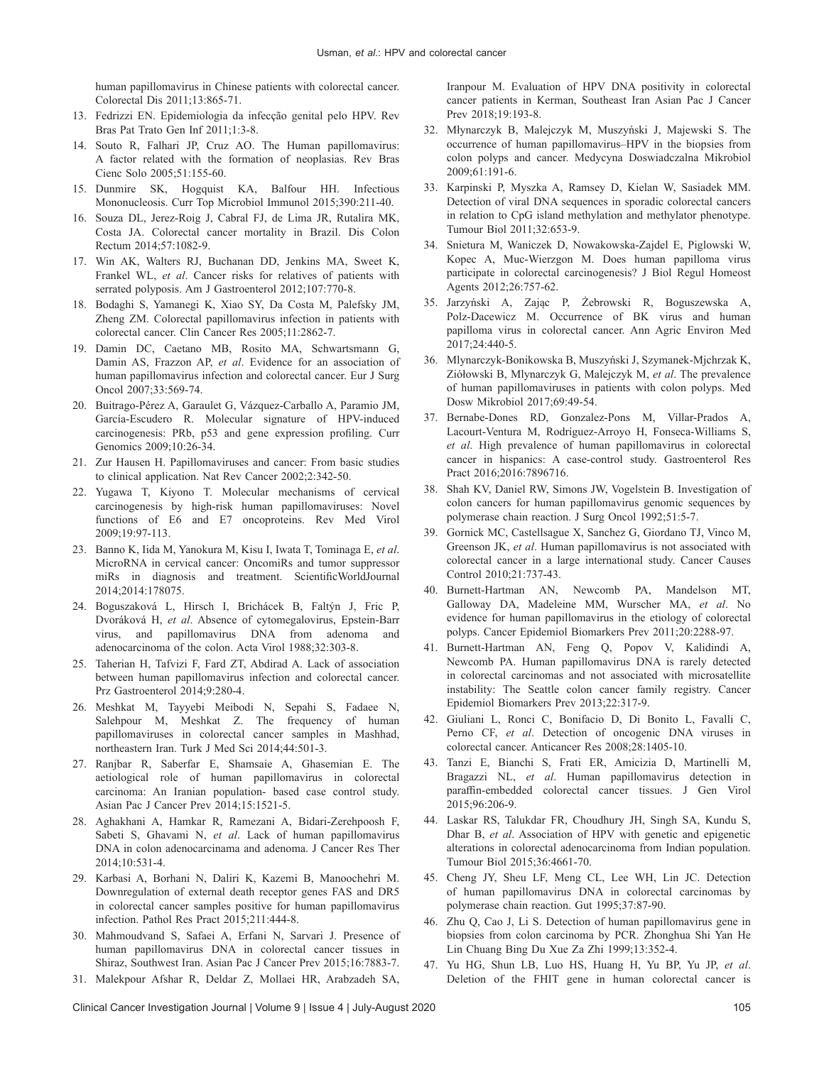human papillomavirus in Chinese patients with colorectal cancer. Colorectal Dis 2011;13:865-71.

13. Fedrizzi EN. Epidemiologia da infecção genital pelo HPV. Rev Bras Pat Trato Gen Inf 2011;1:3-8.
14. Souto R, Falhari JP, Cruz AO. The Human papillomavirus: A factor related with the formation of neoplasias. Rev Bras Cienc Solo 2005;51:155-60.
15. Dunmire SK, Hogquist KA, Balfour HH. Infectious Mononucleosis. Curr Top Microbiol Immunol 2015;390:211-40.
16. Souza DL, Jerez-Roig J, Cabral FJ, de Lima JR, Rutalira MK, Costa JA. Colorectal cancer mortality in Brazil. Dis Colon Rectum 2014;57:1082-9.
17. Win AK, Walters RJ, Buchanan DD, Jenkins MA, Sweet K, Frankel WL, *et al*. Cancer risks for relatives of patients with serrated polyposis. Am J Gastroenterol 2012;107:770-8.
18. Bodaghi S, Yamanegi K, Xiao SY, Da Costa M, Palefsky JM, Zheng ZM. Colorectal papillomavirus infection in patients with colorectal cancer. Clin Cancer Res 2005;11:2862-7.
19. Damin DC, Caetano MB, Rosito MA, Schwartsmann G, Damin AS, Frazzon AP, *et al*. Evidence for an association of human papillomavirus infection and colorectal cancer. Eur J Surg Oncol 2007;33:569-74.
20. Buitrago-Pérez A, Garaulet G, Vázquez-Carballo A, Paramio JM, García-Escudero R. Molecular signature of HPV-induced carcinogenesis: PRb, p53 and gene expression profiling. Curr Genomics 2009;10:26-34.
21. Zur Hausen H. Papillomaviruses and cancer: From basic studies to clinical application. Nat Rev Cancer 2002;2:342-50.
22. Yugawa T, Kiyono T. Molecular mechanisms of cervical carcinogenesis by high-risk human papillomaviruses: Novel functions of E6 and E7 oncoproteins. Rev Med Virol 2009;19:97-113.
23. Banno K, Iida M, Yanokura M, Kisu I, Iwata T, Tominaga E, *et al*. MicroRNA in cervical cancer: OncomiRs and tumor suppressor miRs in diagnosis and treatment. ScientificWorldJournal 2014;2014:178075.
24. Boguszaková L, Hirsch I, Brichácek B, Faltýn J, Fric P, Dvoráková H, *et al*. Absence of cytomegalovirus, Epstein-Barr virus, and papillomavirus DNA from adenoma and adenocarcinoma of the colon. Acta Virol 1988;32:303-8.
25. Taherian H, Tafvizi F, Fard ZT, Abdirad A. Lack of association between human papillomavirus infection and colorectal cancer. Prz Gastroenterol 2014;9:280-4.
26. Meshkat M, Tayyebi Meibodi N, Sepahi S, Fadaee N, Salehpour M, Meshkat Z. The frequency of human papillomaviruses in colorectal cancer samples in Mashhad, northeastern Iran. Turk J Med Sci 2014;44:501-3.
27. Ranjbar R, Saberfar E, Shamsaie A, Ghasemian E. The aetiological role of human papillomavirus in colorectal carcinoma: An Iranian population- based case control study. Asian Pac J Cancer Prev 2014;15:1521-5.
28. Aghakhani A, Hamkar R, Ramezani A, Bidari-Zerehpoosh F, Sabeti S, Ghavami N, *et al*. Lack of human papillomavirus DNA in colon adenocarcinama and adenoma. J Cancer Res Ther 2014;10:531-4.
29. Karbasi A, Borhani N, Daliri K, Kazemi B, Manoochehri M. Downregulation of external death receptor genes FAS and DR5 in colorectal cancer samples positive for human papillomavirus infection. Pathol Res Pract 2015;211:444-8.
30. Mahmoudvand S, Safaei A, Erfani N, Sarvari J. Presence of human papillomavirus DNA in colorectal cancer tissues in Shiraz, Southwest Iran. Asian Pac J Cancer Prev 2015;16:7883-7.
31. Malekpour Afshar R, Deldar Z, Mollaei HR, Arabzadeh SA, Iranpour M. Evaluation of HPV DNA positivity in colorectal cancer patients in Kerman, Southeast Iran Asian Pac J Cancer Prev 2018;19:193-8.
32. Młynarczyk B, Malejczyk M, Muszyński J, Majewski S. The occurrence of human papillomavirus–HPV in the biopsies from colon polyps and cancer. Medycyna Doswiadczalna Mikrobiol 2009;61:191-6.
33. Karpinski P, Myszka A, Ramsey D, Kielan W, Sasiadek MM. Detection of viral DNA sequences in sporadic colorectal cancers in relation to CpG island methylation and methylator phenotype. Tumour Biol 2011;32:653-9.
34. Snietura M, Waniczek D, Nowakowska-Zajdel E, Piglowski W, Kopec A, Muc-Wierzgon M. Does human papilloma virus participate in colorectal carcinogenesis? J Biol Regul Homeost Agents 2012;26:757-62.
35. Jarzyński A, Zając P, Żebrowski R, Boguszewska A, Polz-Dacewicz M. Occurrence of BK virus and human papilloma virus in colorectal cancer. Ann Agric Environ Med 2017;24:440-5.
36. Mlynarczyk-Bonikowska B, Muszyński J, Szymanek-Mjchrzak K, Ziółowski B, Mlynarczyk G, Malejczyk M, *et al*. The prevalence of human papillomaviruses in patients with colon polyps. Med Dosw Mikrobiol 2017;69:49-54.
37. Bernabe-Dones RD, Gonzalez-Pons M, Villar-Prados A, Lacourt-Ventura M, Rodríguez-Arroyo H, Fonseca-Williams S, *et al*. High prevalence of human papillomavirus in colorectal cancer in hispanics: A case-control study. Gastroenterol Res Pract 2016;2016:7896716.
38. Shah KV, Daniel RW, Simons JW, Vogelstein B. Investigation of colon cancers for human papillomavirus genomic sequences by polymerase chain reaction. J Surg Oncol 1992;51:5-7.
39. Gornick MC, Castellsague X, Sanchez G, Giordano TJ, Vinco M, Greenson JK, *et al*. Human papillomavirus is not associated with colorectal cancer in a large international study. Cancer Causes Control 2010;21:737-43.
40. Burnett-Hartman AN, Newcomb PA, Mandelson MT, Galloway DA, Madeleine MM, Wurscher MA, *et al*. No evidence for human papillomavirus in the etiology of colorectal polyps. Cancer Epidemiol Biomarkers Prev 2011;20:2288-97.
41. Burnett-Hartman AN, Feng Q, Popov V, Kalidindi A, Newcomb PA. Human papillomavirus DNA is rarely detected in colorectal carcinomas and not associated with microsatellite instability: The Seattle colon cancer family registry. Cancer Epidemiol Biomarkers Prev 2013;22:317-9.
42. Giuliani L, Ronci C, Bonifacio D, Di Bonito L, Favalli C, Perno CF, *et al*. Detection of oncogenic DNA viruses in colorectal cancer. Anticancer Res 2008;28:1405-10.
43. Tanzi E, Bianchi S, Frati ER, Amicizia D, Martinelli M, Bragazzi NL, *et al*. Human papillomavirus detection in paraffin-embedded colorectal cancer tissues. J Gen Virol 2015;96:206-9.
44. Laskar RS, Talukdar FR, Choudhury JH, Singh SA, Kundu S, Dhar B, *et al*. Association of HPV with genetic and epigenetic alterations in colorectal adenocarcinoma from Indian population. Tumour Biol 2015;36:4661-70.
45. Cheng JY, Sheu LF, Meng CL, Lee WH, Lin JC. Detection of human papillomavirus DNA in colorectal carcinomas by polymerase chain reaction. Gut 1995;37:87-90.
46. Zhu Q, Cao J, Li S. Detection of human papillomavirus gene in biopsies from colon carcinoma by PCR. Zhonghua Shi Yan He Lin Chuang Bing Du Xue Za Zhi 1999;13:352-4.
47. Yu HG, Shun LB, Luo HS, Huang H, Yu BP, Yu JP, *et al*. Deletion of the FHIT gene in human colorectal cancer is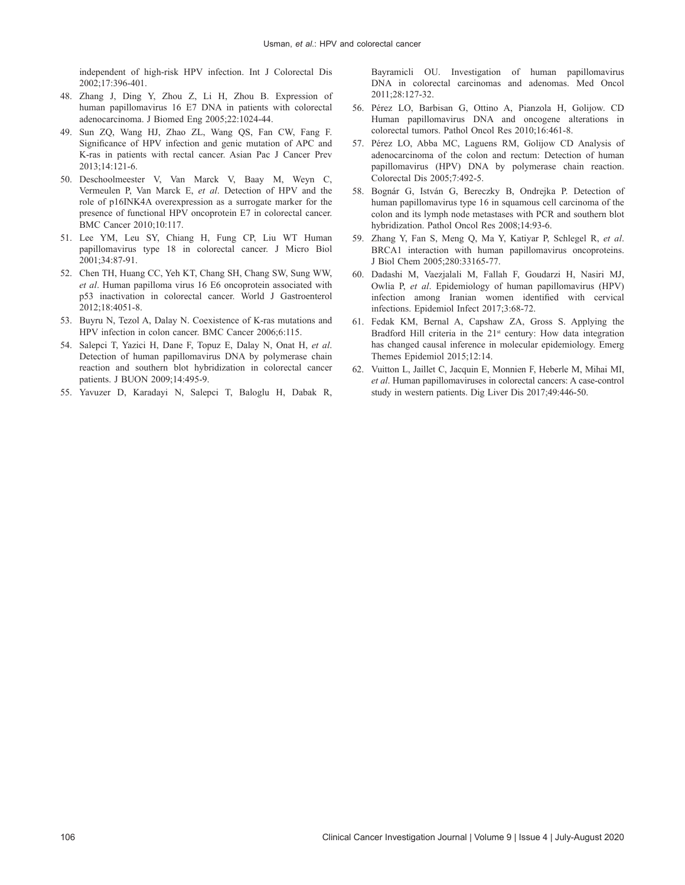independent of high-risk HPV infection. Int J Colorectal Dis 2002;17:396-401.

48. Zhang J, Ding Y, Zhou Z, Li H, Zhou B. Expression of human papillomavirus 16 E7 DNA in patients with colorectal adenocarcinoma. J Biomed Eng 2005;22:1024-44.
49. Sun ZQ, Wang HJ, Zhao ZL, Wang QS, Fan CW, Fang F. Significance of HPV infection and genic mutation of APC and K-ras in patients with rectal cancer. Asian Pac J Cancer Prev 2013;14:121-6.
50. Deschoolmeester V, Van Marck V, Baay M, Weyn C, Vermeulen P, Van Marck E, *et al*. Detection of HPV and the role of p16INK4A overexpression as a surrogate marker for the presence of functional HPV oncoprotein E7 in colorectal cancer. BMC Cancer 2010;10:117.
51. Lee YM, Leu SY, Chiang H, Fung CP, Liu WT Human papillomavirus type 18 in colorectal cancer. J Micro Biol 2001;34:87-91.
52. Chen TH, Huang CC, Yeh KT, Chang SH, Chang SW, Sung WW, *et al*. Human papilloma virus 16 E6 oncoprotein associated with p53 inactivation in colorectal cancer. World J Gastroenterol 2012;18:4051-8.
53. Buyru N, Tezol A, Dalay N. Coexistence of K-ras mutations and HPV infection in colon cancer. BMC Cancer 2006;6:115.
54. Salepci T, Yazici H, Dane F, Topuz E, Dalay N, Onat H, *et al*. Detection of human papillomavirus DNA by polymerase chain reaction and southern blot hybridization in colorectal cancer patients. J BUON 2009;14:495-9.
55. Yavuzer D, Karadayi N, Salepci T, Baloglu H, Dabak R, Bayramicli OU. Investigation of human papillomavirus DNA in colorectal carcinomas and adenomas. Med Oncol 2011;28:127-32.
56. Pérez LO, Barbisan G, Ottino A, Pianzola H, Golijow. CD Human papillomavirus DNA and oncogene alterations in colorectal tumors. Pathol Oncol Res 2010;16:461-8.
57. Pérez LO, Abba MC, Laguens RM, Golijow CD Analysis of adenocarcinoma of the colon and rectum: Detection of human papillomavirus (HPV) DNA by polymerase chain reaction. Colorectal Dis 2005;7:492-5.
58. Bognár G, István G, Bereczky B, Ondrejka P. Detection of human papillomavirus type 16 in squamous cell carcinoma of the colon and its lymph node metastases with PCR and southern blot hybridization. Pathol Oncol Res 2008;14:93-6.
59. Zhang Y, Fan S, Meng Q, Ma Y, Katiyar P, Schlegel R, *et al*. BRCA1 interaction with human papillomavirus oncoproteins. J Biol Chem 2005;280:33165-77.
60. Dadashi M, Vaezjalali M, Fallah F, Goudarzi H, Nasiri MJ, Owlia P, *et al*. Epidemiology of human papillomavirus (HPV) infection among Iranian women identified with cervical infections. Epidemiol Infect 2017;3:68-72.
61. Fedak KM, Bernal A, Capshaw ZA, Gross S. Applying the Bradford Hill criteria in the 21st century: How data integration has changed causal inference in molecular epidemiology. Emerg Themes Epidemiol 2015;12:14.
62. Vuitton L, Jaillet C, Jacquin E, Monnien F, Heberle M, Mihai MI, *et al*. Human papillomaviruses in colorectal cancers: A case-control study in western patients. Dig Liver Dis 2017;49:446-50.